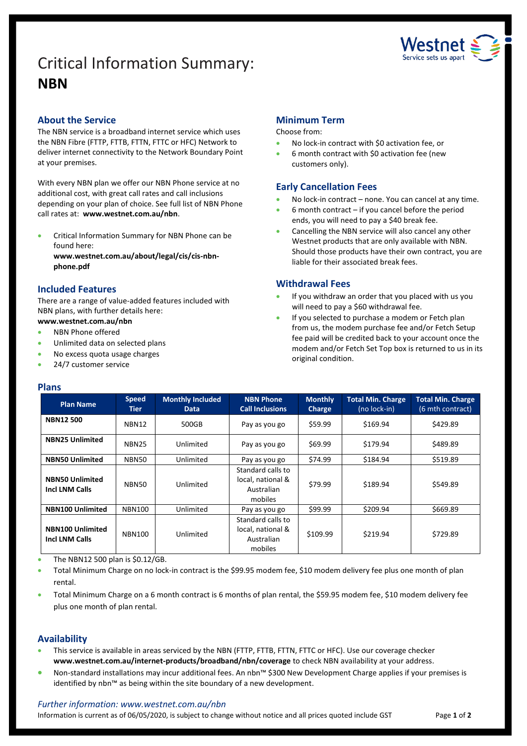# Critical Information Summary: **NBN**

## About the Service

The NBN service is a broadband internet service which uses the NBN Fibre (FTTP, FTTB, FTTN, FTTC or HFC) Network to deliver internet connectivity to the Network Boundary Point at your premises.

With every NBN plan we offer our NBN Phone service at no additional cost, with great call rates and call inclusions depending on your plan of choice. See full list of NBN Phone call rates at: **www.westnet.com.au/nbn**.

- Critical Information Summary for NBN Phone can be found here: **www.westnet.com.au/about/legal/cis/cis-nbn-phone.pdf**

## Included Features

There are a range of value-added features included with NBN plans, with further details here:
**www.westnet.com.au/nbn**

- NBN Phone offered
- Unlimited data on selected plans
- No excess quota usage charges
- 24/7 customer service

## Minimum Term

Choose from:

- No lock-in contract with $0 activation fee, or
- 6 month contract with $0 activation fee (new customers only).

## Early Cancellation Fees

- No lock-in contract – none. You can cancel at any time.
- 6 month contract – if you cancel before the period ends, you will need to pay a $40 break fee.
- Cancelling the NBN service will also cancel any other Westnet products that are only available with NBN. Should those products have their own contract, you are liable for their associated break fees.

## Withdrawal Fees

- If you withdraw an order that you placed with us you will need to pay a $60 withdrawal fee.
- If you selected to purchase a modem or Fetch plan from us, the modem purchase fee and/or Fetch Setup fee paid will be credited back to your account once the modem and/or Fetch Set Top box is returned to us in its original condition.

## Plans

| Plan Name | Speed Tier | Monthly Included Data | NBN Phone Call Inclusions | Monthly Charge | Total Min. Charge (no lock-in) | Total Min. Charge (6 mth contract) |
|---|---|---|---|---|---|---|
| **NBN12 500** | NBN12 | 500GB | Pay as you go | $59.99 | $169.94 | $429.89 |
| **NBN25 Unlimited** | NBN25 | Unlimited | Pay as you go | $69.99 | $179.94 | $489.89 |
| **NBN50 Unlimited** | NBN50 | Unlimited | Pay as you go | $74.99 | $184.94 | $519.89 |
| **NBN50 Unlimited Incl LNM Calls** | NBN50 | Unlimited | Standard calls to local, national & Australian mobiles | $79.99 | $189.94 | $549.89 |
| **NBN100 Unlimited** | NBN100 | Unlimited | Pay as you go | $99.99 | $209.94 | $669.89 |
| **NBN100 Unlimited Incl LNM Calls** | NBN100 | Unlimited | Standard calls to local, national & Australian mobiles | $109.99 | $219.94 | $729.89 |

- The NBN12 500 plan is $0.12/GB.
- Total Minimum Charge on no lock-in contract is the $99.95 modem fee, $10 modem delivery fee plus one month of plan rental.
- Total Minimum Charge on a 6 month contract is 6 months of plan rental, the $59.95 modem fee, $10 modem delivery fee plus one month of plan rental.

## Availability

- This service is available in areas serviced by the NBN (FTTP, FTTB, FTTN, FTTC or HFC). Use our coverage checker **www.westnet.com.au/internet-products/broadband/nbn/coverage** to check NBN availability at your address.
- Non-standard installations may incur additional fees. An nbn™ $300 New Development Charge applies if your premises is identified by nbn™ as being within the site boundary of a new development.

*Further information: www.westnet.com.au/nbn*

Information is current as of 06/05/2020, is subject to change without notice and all prices quoted include GST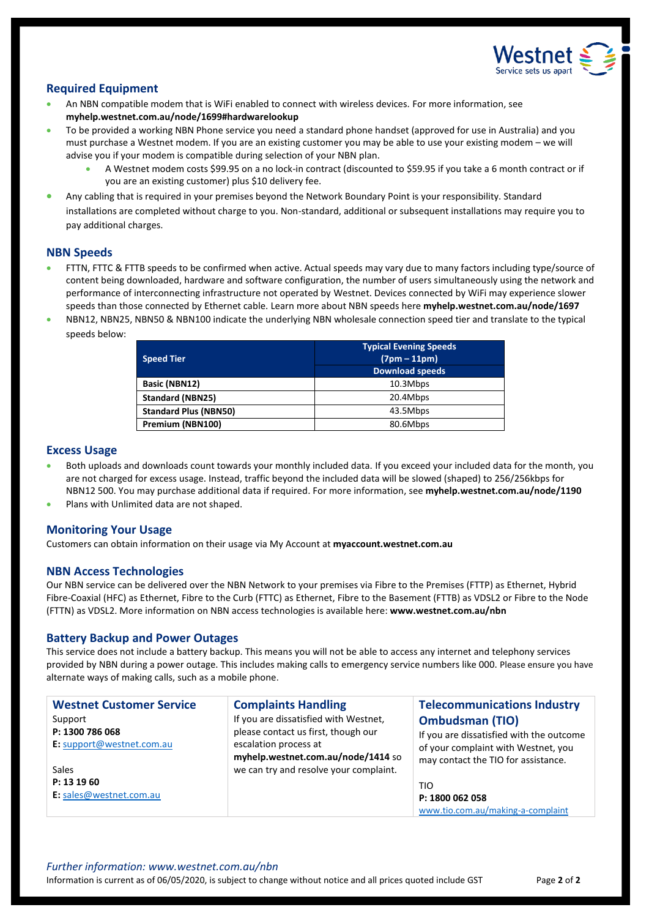## Required Equipment

- An NBN compatible modem that is WiFi enabled to connect with wireless devices. For more information, see **myhelp.westnet.com.au/node/1699#hardwarelookup**
- To be provided a working NBN Phone service you need a standard phone handset (approved for use in Australia) and you must purchase a Westnet modem. If you are an existing customer you may be able to use your existing modem – we will advise you if your modem is compatible during selection of your NBN plan.
  - A Westnet modem costs $99.95 on a no lock-in contract (discounted to $59.95 if you take a 6 month contract or if you are an existing customer) plus $10 delivery fee.
- Any cabling that is required in your premises beyond the Network Boundary Point is your responsibility. Standard installations are completed without charge to you. Non-standard, additional or subsequent installations may require you to pay additional charges.

## NBN Speeds

- FTTN, FTTC & FTTB speeds to be confirmed when active. Actual speeds may vary due to many factors including type/source of content being downloaded, hardware and software configuration, the number of users simultaneously using the network and performance of interconnecting infrastructure not operated by Westnet. Devices connected by WiFi may experience slower speeds than those connected by Ethernet cable. Learn more about NBN speeds here **myhelp.westnet.com.au/node/1697**
- NBN12, NBN25, NBN50 & NBN100 indicate the underlying NBN wholesale connection speed tier and translate to the typical speeds below:

| Speed Tier | Typical Evening Speeds (7pm – 11pm) Download speeds |
|---|---|
| **Basic (NBN12)** | 10.3Mbps |
| **Standard (NBN25)** | 20.4Mbps |
| **Standard Plus (NBN50)** | 43.5Mbps |
| **Premium (NBN100)** | 80.6Mbps |

## Excess Usage

- Both uploads and downloads count towards your monthly included data. If you exceed your included data for the month, you are not charged for excess usage. Instead, traffic beyond the included data will be slowed (shaped) to 256/256kbps for NBN12 500. You may purchase additional data if required. For more information, see **myhelp.westnet.com.au/node/1190**
- Plans with Unlimited data are not shaped.

## Monitoring Your Usage

Customers can obtain information on their usage via My Account at **myaccount.westnet.com.au**

## NBN Access Technologies

Our NBN service can be delivered over the NBN Network to your premises via Fibre to the Premises (FTTP) as Ethernet, Hybrid Fibre-Coaxial (HFC) as Ethernet, Fibre to the Curb (FTTC) as Ethernet, Fibre to the Basement (FTTB) as VDSL2 or Fibre to the Node (FTTN) as VDSL2. More information on NBN access technologies is available here: **www.westnet.com.au/nbn**

## Battery Backup and Power Outages

This service does not include a battery backup. This means you will not be able to access any internet and telephony services provided by NBN during a power outage. This includes making calls to emergency service numbers like 000. Please ensure you have alternate ways of making calls, such as a mobile phone.

### Westnet Customer Service

Support
**P: 1300 786 068**
**E:** support@westnet.com.au

Sales
**P: 13 19 60**
**E:** sales@westnet.com.au

### Complaints Handling

If you are dissatisfied with Westnet, please contact us first, though our escalation process at **myhelp.westnet.com.au/node/1414** so we can try and resolve your complaint.

### Telecommunications Industry Ombudsman (TIO)

If you are dissatisfied with the outcome of your complaint with Westnet, you may contact the TIO for assistance.

TIO
**P: 1800 062 058**
www.tio.com.au/making-a-complaint

*Further information: www.westnet.com.au/nbn*

Information is current as of 06/05/2020, is subject to change without notice and all prices quoted include GST